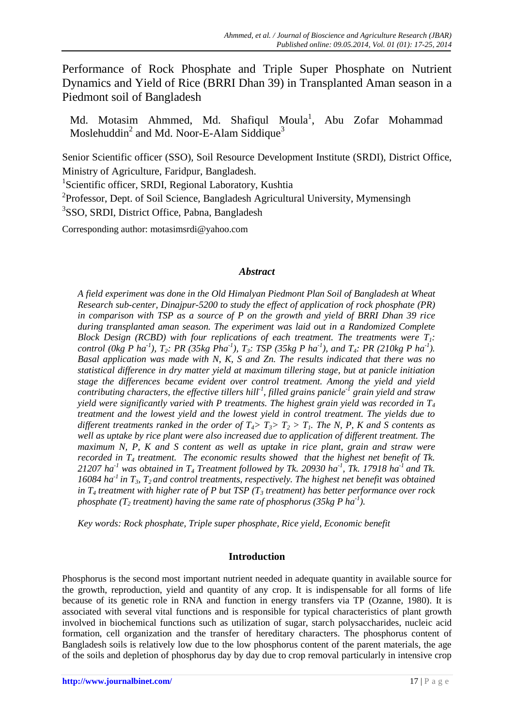# Performance of Rock Phosphate and Triple Super Phosphate on Nutrient Dynamics and Yield of Rice (BRRI Dhan 39) in Transplanted Aman season in a Piedmont soil of Bangladesh

Md. Motasim Ahmmed, Md. Shafiqul Moula[1], Abu Zofar Mohammad Moslehuddin[2] and Md. Noor-E-Alam Siddique[3]

Senior Scientific officer (SSO), Soil Resource Development Institute (SRDI), District Office, Ministry of Agriculture, Faridpur, Bangladesh.

[1]Scientific officer, SRDI, Regional Laboratory, Kushtia

[2]Professor, Dept. of Soil Science, Bangladesh Agricultural University, Mymensingh

[3]SSO, SRDI, District Office, Pabna, Bangladesh

Corresponding author: motasimsrdi@yahoo.com

### *Abstract*

*A field experiment was done in the Old Himalyan Piedmont Plan Soil of Bangladesh at Wheat Research sub-center, Dinajpur-5200 to study the effect of application of rock phosphate (PR) in comparison with TSP as a source of P on the growth and yield of BRRI Dhan 39 rice during transplanted aman season. The experiment was laid out in a Randomized Complete Block Design (RCBD) with four replications of each treatment. The treatments were $T_1$: control (0kg P $ha^{-1}$), $T_2$: PR (35kg P$ha^{-1}$), $T_3$: TSP (35kg P $ha^{-1}$), and $T_4$: PR (210kg P $ha^{-1}$). Basal application was made with N, K, S and Zn. The results indicated that there was no statistical difference in dry matter yield at maximum tillering stage, but at panicle initiation stage the differences became evident over control treatment. Among the yield and yield contributing characters, the effective tillers $hill^{-1}$, filled grains $panicle^{-1}$ grain yield and straw yield were significantly varied with P treatments. The highest grain yield was recorded in $T_4$ treatment and the lowest yield and the lowest yield in control treatment. The yields due to different treatments ranked in the order of $T_4 > T_3 > T_2 > T_1$. The N, P, K and S contents as well as uptake by rice plant were also increased due to application of different treatment. The maximum N, P, K and S content as well as uptake in rice plant, grain and straw were recorded in $T_4$ treatment. The economic results showed that the highest net benefit of Tk. 21207 $ha^{-1}$ was obtained in $T_4$ Treatment followed by Tk. 20930 $ha^{-1}$, Tk. 17918 $ha^{-1}$ and Tk. 16084 $ha^{-1}$ in $T_3$, $T_2$ and control treatments, respectively. The highest net benefit was obtained in $T_4$ treatment with higher rate of P but TSP ($T_3$ treatment) has better performance over rock phosphate ($T_2$ treatment) having the same rate of phosphorus (35kg P $ha^{-1}$).*

*Key words: Rock phosphate, Triple super phosphate, Rice yield, Economic benefit*

## Introduction

Phosphorus is the second most important nutrient needed in adequate quantity in available source for the growth, reproduction, yield and quantity of any crop. It is indispensable for all forms of life because of its genetic role in RNA and function in energy transfers via TP (Ozanne, 1980). It is associated with several vital functions and is responsible for typical characteristics of plant growth involved in biochemical functions such as utilization of sugar, starch polysaccharides, nucleic acid formation, cell organization and the transfer of hereditary characters. The phosphorus content of Bangladesh soils is relatively low due to the low phosphorus content of the parent materials, the age of the soils and depletion of phosphorus day by day due to crop removal particularly in intensive crop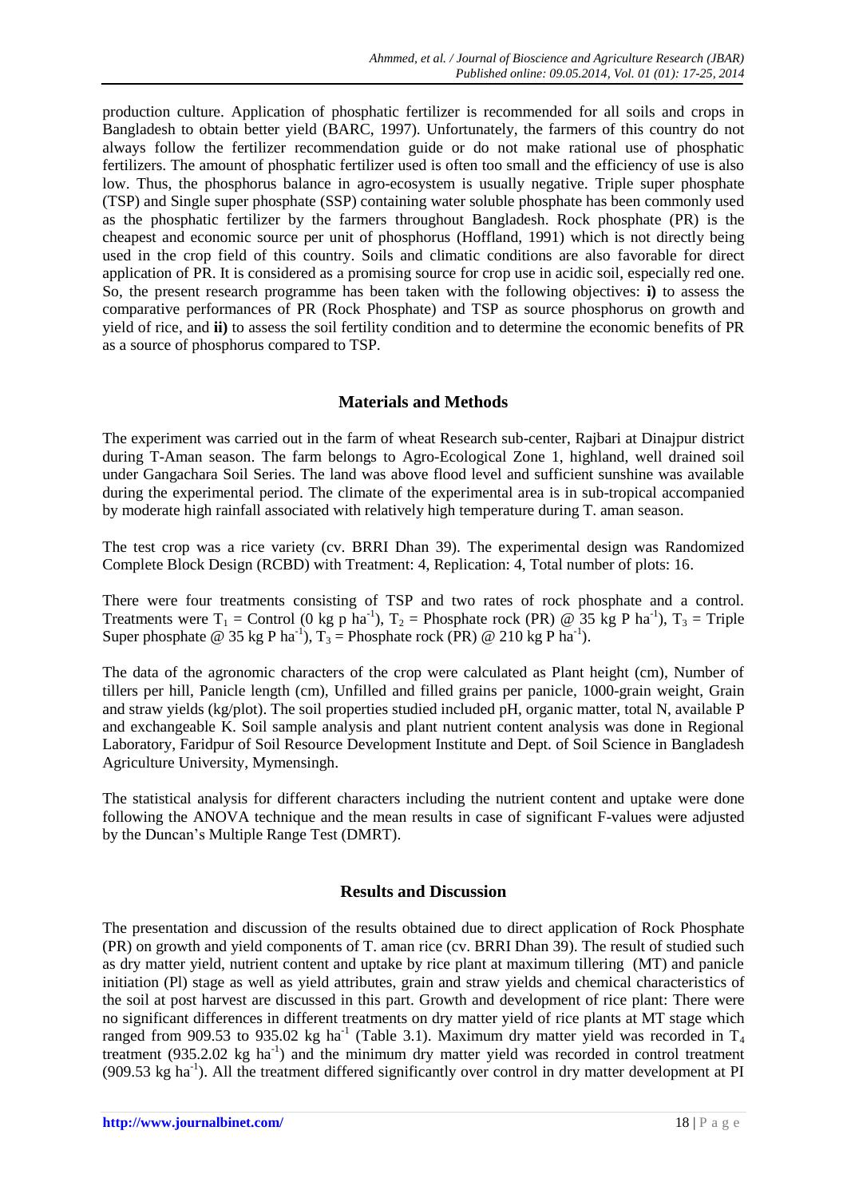production culture. Application of phosphatic fertilizer is recommended for all soils and crops in Bangladesh to obtain better yield (BARC, 1997). Unfortunately, the farmers of this country do not always follow the fertilizer recommendation guide or do not make rational use of phosphatic fertilizers. The amount of phosphatic fertilizer used is often too small and the efficiency of use is also low. Thus, the phosphorus balance in agro-ecosystem is usually negative. Triple super phosphate (TSP) and Single super phosphate (SSP) containing water soluble phosphate has been commonly used as the phosphatic fertilizer by the farmers throughout Bangladesh. Rock phosphate (PR) is the cheapest and economic source per unit of phosphorus (Hoffland, 1991) which is not directly being used in the crop field of this country. Soils and climatic conditions are also favorable for direct application of PR. It is considered as a promising source for crop use in acidic soil, especially red one. So, the present research programme has been taken with the following objectives: **i)** to assess the comparative performances of PR (Rock Phosphate) and TSP as source phosphorus on growth and yield of rice, and **ii)** to assess the soil fertility condition and to determine the economic benefits of PR as a source of phosphorus compared to TSP.

## Materials and Methods

The experiment was carried out in the farm of wheat Research sub-center, Rajbari at Dinajpur district during T-Aman season. The farm belongs to Agro-Ecological Zone 1, highland, well drained soil under Gangachara Soil Series. The land was above flood level and sufficient sunshine was available during the experimental period. The climate of the experimental area is in sub-tropical accompanied by moderate high rainfall associated with relatively high temperature during T. aman season.

The test crop was a rice variety (cv. BRRI Dhan 39). The experimental design was Randomized Complete Block Design (RCBD) with Treatment: 4, Replication: 4, Total number of plots: 16.

There were four treatments consisting of TSP and two rates of rock phosphate and a control. Treatments were $T_1$ = Control (0 kg p $ha^{-1}$), $T_2$ = Phosphate rock (PR) @ 35 kg P $ha^{-1}$), $T_3$ = Triple Super phosphate @ 35 kg P $ha^{-1}$), $T_3$ = Phosphate rock (PR) @ 210 kg P $ha^{-1}$).

The data of the agronomic characters of the crop were calculated as Plant height (cm), Number of tillers per hill, Panicle length (cm), Unfilled and filled grains per panicle, 1000-grain weight, Grain and straw yields (kg/plot). The soil properties studied included pH, organic matter, total N, available P and exchangeable K. Soil sample analysis and plant nutrient content analysis was done in Regional Laboratory, Faridpur of Soil Resource Development Institute and Dept. of Soil Science in Bangladesh Agriculture University, Mymensingh.

The statistical analysis for different characters including the nutrient content and uptake were done following the ANOVA technique and the mean results in case of significant F-values were adjusted by the Duncan's Multiple Range Test (DMRT).

## Results and Discussion

The presentation and discussion of the results obtained due to direct application of Rock Phosphate (PR) on growth and yield components of T. aman rice (cv. BRRI Dhan 39). The result of studied such as dry matter yield, nutrient content and uptake by rice plant at maximum tillering (MT) and panicle initiation (Pl) stage as well as yield attributes, grain and straw yields and chemical characteristics of the soil at post harvest are discussed in this part. Growth and development of rice plant: There were no significant differences in different treatments on dry matter yield of rice plants at MT stage which ranged from 909.53 to 935.02 kg $ha^{-1}$ (Table 3.1). Maximum dry matter yield was recorded in $T_4$ treatment (935.2.02 kg $ha^{-1}$) and the minimum dry matter yield was recorded in control treatment (909.53 kg $ha^{-1}$). All the treatment differed significantly over control in dry matter development at PI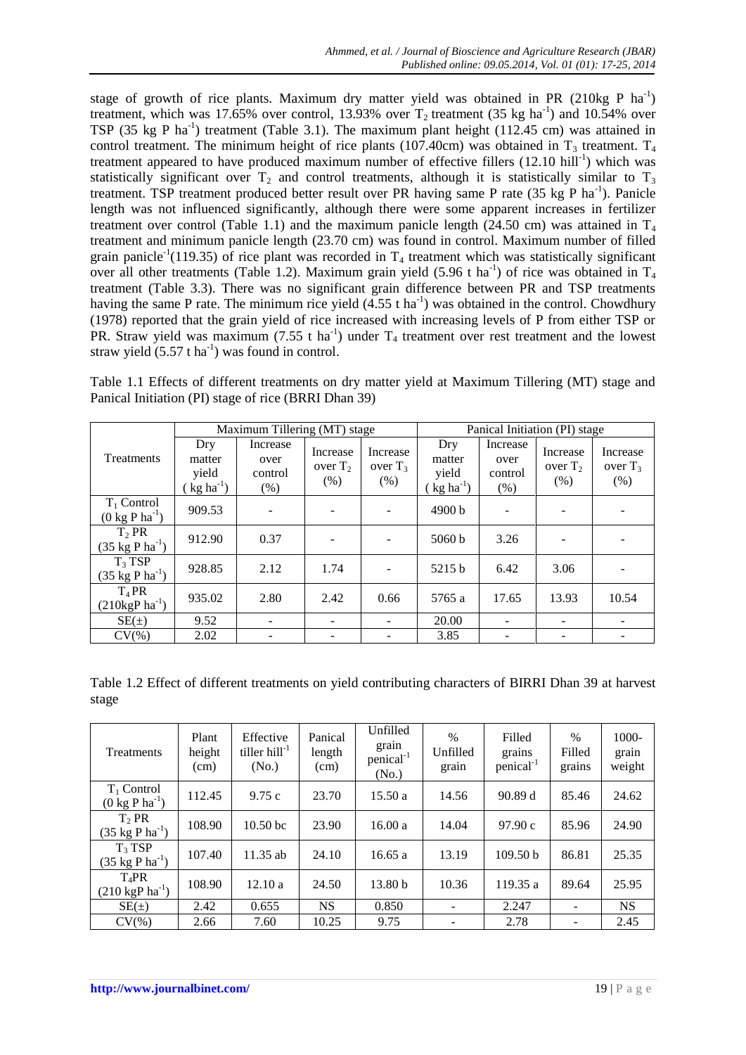stage of growth of rice plants. Maximum dry matter yield was obtained in PR (210kg P ha$^{-1}$) treatment, which was 17.65% over control, 13.93% over $T_2$ treatment (35 kg ha$^{-1}$) and 10.54% over TSP (35 kg P ha$^{-1}$) treatment (Table 3.1). The maximum plant height (112.45 cm) was attained in control treatment. The minimum height of rice plants (107.40cm) was obtained in $T_3$ treatment. $T_4$ treatment appeared to have produced maximum number of effective fillers (12.10 hill$^{-1}$) which was statistically significant over $T_2$ and control treatments, although it is statistically similar to $T_3$ treatment. TSP treatment produced better result over PR having same P rate (35 kg P ha$^{-1}$). Panicle length was not influenced significantly, although there were some apparent increases in fertilizer treatment over control (Table 1.1) and the maximum panicle length (24.50 cm) was attained in $T_4$ treatment and minimum panicle length (23.70 cm) was found in control. Maximum number of filled grain panicle$^{-1}$(119.35) of rice plant was recorded in $T_4$ treatment which was statistically significant over all other treatments (Table 1.2). Maximum grain yield (5.96 t ha$^{-1}$) of rice was obtained in $T_4$ treatment (Table 3.3). There was no significant grain difference between PR and TSP treatments having the same P rate. The minimum rice yield (4.55 t ha$^{-1}$) was obtained in the control. Chowdhury (1978) reported that the grain yield of rice increased with increasing levels of P from either TSP or PR. Straw yield was maximum (7.55 t ha$^{-1}$) under $T_4$ treatment over rest treatment and the lowest straw yield (5.57 t ha$^{-1}$) was found in control.

Table 1.1 Effects of different treatments on dry matter yield at Maximum Tillering (MT) stage and Panical Initiation (PI) stage of rice (BRRI Dhan 39)

| Treatments | Maximum Tillering (MT) stage | | | | Panical Initiation (PI) stage | | | |
|---|---|---|---|---|---|---|---|---|
| | Dry matter yield (kg ha$^{-1}$) | Increase over control (%) | Increase over $T_2$ (%) | Increase over $T_3$ (%) | Dry matter yield (kg ha$^{-1}$) | Increase over control (%) | Increase over $T_2$ (%) | Increase over $T_3$ (%) |
| $T_1$ Control (0 kg P ha$^{-1}$) | 909.53 | - | - | - | 4900 b | - | - | - |
| $T_2$ PR (35 kg P ha$^{-1}$) | 912.90 | 0.37 | - | - | 5060 b | 3.26 | - | - |
| $T_3$ TSP (35 kg P ha$^{-1}$) | 928.85 | 2.12 | 1.74 | - | 5215 b | 6.42 | 3.06 | - |
| $T_4$ PR (210kgP ha$^{-1}$) | 935.02 | 2.80 | 2.42 | 0.66 | 5765 a | 17.65 | 13.93 | 10.54 |
| SE(±) | 9.52 | - | - | - | 20.00 | - | - | - |
| CV(%) | 2.02 | - | - | - | 3.85 | - | - | - |

Table 1.2 Effect of different treatments on yield contributing characters of BIRRI Dhan 39 at harvest stage

| Treatments | Plant height (cm) | Effective tiller hill$^{-1}$ (No.) | Panical length (cm) | Unfilled grain penical$^{-1}$ (No.) | % Unfilled grain | Filled grains penical$^{-1}$ | % Filled grains | 1000-grain weight |
|---|---|---|---|---|---|---|---|---|
| $T_1$ Control (0 kg P ha$^{-1}$) | 112.45 | 9.75 c | 23.70 | 15.50 a | 14.56 | 90.89 d | 85.46 | 24.62 |
| $T_2$ PR (35 kg P ha$^{-1}$) | 108.90 | 10.50 bc | 23.90 | 16.00 a | 14.04 | 97.90 c | 85.96 | 24.90 |
| $T_3$ TSP (35 kg P ha$^{-1}$) | 107.40 | 11.35 ab | 24.10 | 16.65 a | 13.19 | 109.50 b | 86.81 | 25.35 |
| $T_4$PR (210 kgP ha$^{-1}$) | 108.90 | 12.10 a | 24.50 | 13.80 b | 10.36 | 119.35 a | 89.64 | 25.95 |
| SE(±) | 2.42 | 0.655 | NS | 0.850 | - | 2.247 | - | NS |
| CV(%) | 2.66 | 7.60 | 10.25 | 9.75 | - | 2.78 | - | 2.45 |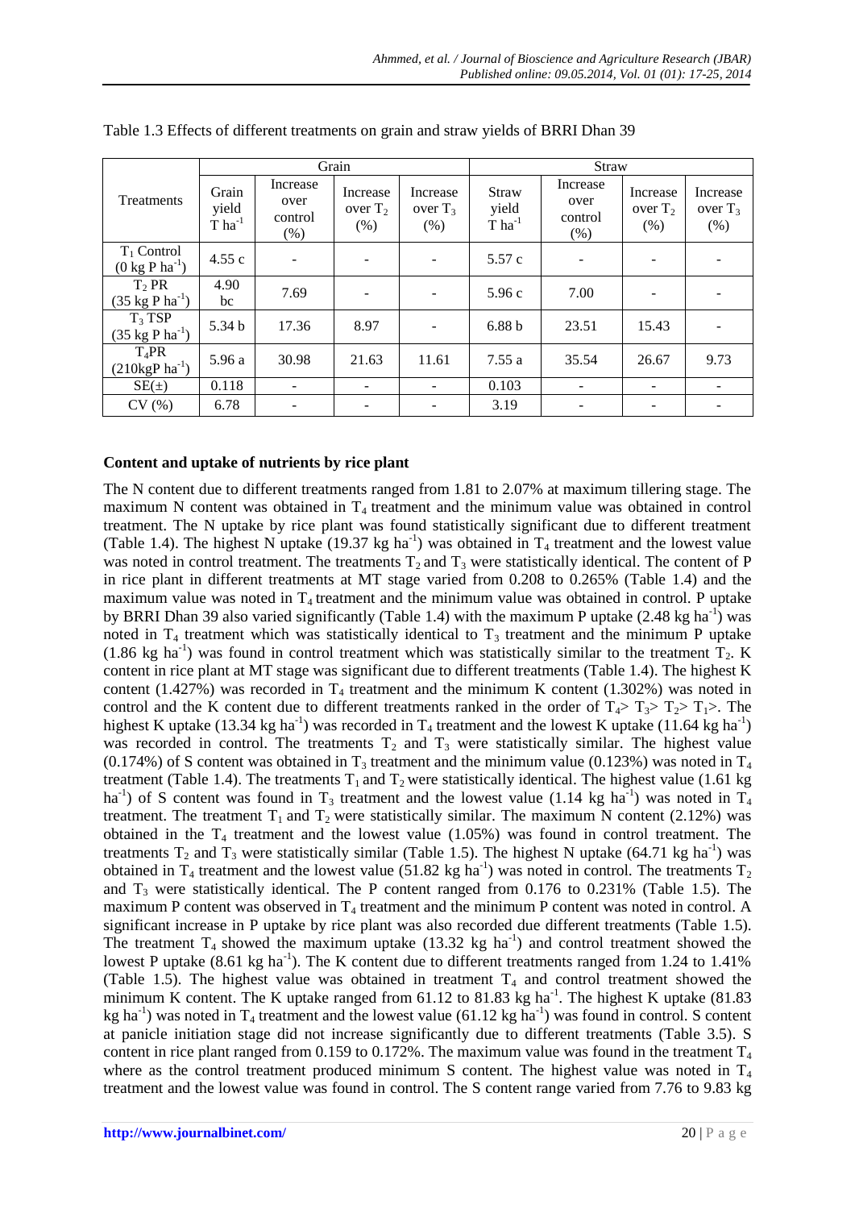Table 1.3 Effects of different treatments on grain and straw yields of BRRI Dhan 39

| Treatments | Grain | | | | Straw | | | |
|---|---|---|---|---|---|---|---|---|
| | Grain yield T $ha^{-1}$ | Increase over control (%) | Increase over $T_2$ (%) | Increase over $T_3$ (%) | Straw yield T $ha^{-1}$ | Increase over control (%) | Increase over $T_2$ (%) | Increase over $T_3$ (%) |
| $T_1$ Control (0 kg P $ha^{-1}$) | 4.55 c | - | - | - | 5.57 c | - | - | - |
| $T_2$ PR (35 kg P $ha^{-1}$) | 4.90 bc | 7.69 | - | - | 5.96 c | 7.00 | - | - |
| $T_3$ TSP (35 kg P $ha^{-1}$) | 5.34 b | 17.36 | 8.97 | - | 6.88 b | 23.51 | 15.43 | - |
| $T_4$PR (210kgP $ha^{-1}$) | 5.96 a | 30.98 | 21.63 | 11.61 | 7.55 a | 35.54 | 26.67 | 9.73 |
| SE(±) | 0.118 | - | - | - | 0.103 | - | - | - |
| CV (%) | 6.78 | - | - | - | 3.19 | - | - | - |

**Content and uptake of nutrients by rice plant**

The N content due to different treatments ranged from 1.81 to 2.07% at maximum tillering stage. The maximum N content was obtained in $T_4$ treatment and the minimum value was obtained in control treatment. The N uptake by rice plant was found statistically significant due to different treatment (Table 1.4). The highest N uptake (19.37 kg $ha^{-1}$) was obtained in $T_4$ treatment and the lowest value was noted in control treatment. The treatments $T_2$ and $T_3$ were statistically identical. The content of P in rice plant in different treatments at MT stage varied from 0.208 to 0.265% (Table 1.4) and the maximum value was noted in $T_4$ treatment and the minimum value was obtained in control. P uptake by BRRI Dhan 39 also varied significantly (Table 1.4) with the maximum P uptake (2.48 kg $ha^{-1}$) was noted in $T_4$ treatment which was statistically identical to $T_3$ treatment and the minimum P uptake (1.86 kg $ha^{-1}$) was found in control treatment which was statistically similar to the treatment $T_2$. K content in rice plant at MT stage was significant due to different treatments (Table 1.4). The highest K content (1.427%) was recorded in $T_4$ treatment and the minimum K content (1.302%) was noted in control and the K content due to different treatments ranked in the order of $T_4$> $T_3$> $T_2$> $T_1$>. The highest K uptake (13.34 kg $ha^{-1}$) was recorded in $T_4$ treatment and the lowest K uptake (11.64 kg $ha^{-1}$) was recorded in control. The treatments $T_2$ and $T_3$ were statistically similar. The highest value (0.174%) of S content was obtained in $T_3$ treatment and the minimum value (0.123%) was noted in $T_4$ treatment (Table 1.4). The treatments $T_1$ and $T_2$ were statistically identical. The highest value (1.61 kg $ha^{-1}$) of S content was found in $T_3$ treatment and the lowest value (1.14 kg $ha^{-1}$) was noted in $T_4$ treatment. The treatment $T_1$ and $T_2$ were statistically similar. The maximum N content (2.12%) was obtained in the $T_4$ treatment and the lowest value (1.05%) was found in control treatment. The treatments $T_2$ and $T_3$ were statistically similar (Table 1.5). The highest N uptake (64.71 kg $ha^{-1}$) was obtained in $T_4$ treatment and the lowest value (51.82 kg $ha^{-1}$) was noted in control. The treatments $T_2$ and $T_3$ were statistically identical. The P content ranged from 0.176 to 0.231% (Table 1.5). The maximum P content was observed in $T_4$ treatment and the minimum P content was noted in control. A significant increase in P uptake by rice plant was also recorded due different treatments (Table 1.5). The treatment $T_4$ showed the maximum uptake (13.32 kg $ha^{-1}$) and control treatment showed the lowest P uptake (8.61 kg $ha^{-1}$). The K content due to different treatments ranged from 1.24 to 1.41% (Table 1.5). The highest value was obtained in treatment $T_4$ and control treatment showed the minimum K content. The K uptake ranged from 61.12 to 81.83 kg $ha^{-1}$. The highest K uptake (81.83 kg $ha^{-1}$) was noted in $T_4$ treatment and the lowest value (61.12 kg $ha^{-1}$) was found in control. S content at panicle initiation stage did not increase significantly due to different treatments (Table 3.5). S content in rice plant ranged from 0.159 to 0.172%. The maximum value was found in the treatment $T_4$ where as the control treatment produced minimum S content. The highest value was noted in $T_4$ treatment and the lowest value was found in control. The S content range varied from 7.76 to 9.83 kg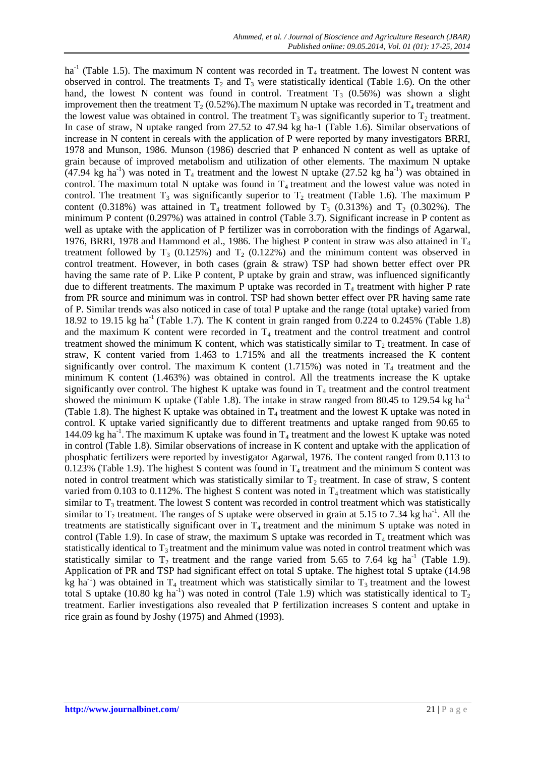$ha^{-1}$ (Table 1.5). The maximum N content was recorded in $T_4$ treatment. The lowest N content was observed in control. The treatments $T_2$ and $T_3$ were statistically identical (Table 1.6). On the other hand, the lowest N content was found in control. Treatment $T_3$ (0.56%) was shown a slight improvement then the treatment $T_2$ (0.52%).The maximum N uptake was recorded in $T_4$ treatment and the lowest value was obtained in control. The treatment $T_3$ was significantly superior to $T_2$ treatment. In case of straw, N uptake ranged from 27.52 to 47.94 kg ha-1 (Table 1.6). Similar observations of increase in N content in cereals with the application of P were reported by many investigators BRRI, 1978 and Munson, 1986. Munson (1986) descried that P enhanced N content as well as uptake of grain because of improved metabolism and utilization of other elements. The maximum N uptake (47.94 kg $ha^{-1}$) was noted in $T_4$ treatment and the lowest N uptake (27.52 kg $ha^{-1}$) was obtained in control. The maximum total N uptake was found in $T_4$ treatment and the lowest value was noted in control. The treatment $T_3$ was significantly superior to $T_2$ treatment (Table 1.6). The maximum P content (0.318%) was attained in $T_4$ treatment followed by $T_3$ (0.313%) and $T_2$ (0.302%). The minimum P content (0.297%) was attained in control (Table 3.7). Significant increase in P content as well as uptake with the application of P fertilizer was in corroboration with the findings of Agarwal, 1976, BRRI, 1978 and Hammond et al., 1986. The highest P content in straw was also attained in $T_4$ treatment followed by $T_3$ (0.125%) and $T_2$ (0.122%) and the minimum content was observed in control treatment. However, in both cases (grain & straw) TSP had shown better effect over PR having the same rate of P. Like P content, P uptake by grain and straw, was influenced significantly due to different treatments. The maximum P uptake was recorded in $T_4$ treatment with higher P rate from PR source and minimum was in control. TSP had shown better effect over PR having same rate of P. Similar trends was also noticed in case of total P uptake and the range (total uptake) varied from 18.92 to 19.15 kg $ha^{-1}$ (Table 1.7). The K content in grain ranged from 0.224 to 0.245% (Table 1.8) and the maximum K content were recorded in $T_4$ treatment and the control treatment and control treatment showed the minimum K content, which was statistically similar to $T_2$ treatment. In case of straw, K content varied from 1.463 to 1.715% and all the treatments increased the K content significantly over control. The maximum K content (1.715%) was noted in $T_4$ treatment and the minimum K content (1.463%) was obtained in control. All the treatments increase the K uptake significantly over control. The highest K uptake was found in $T_4$ treatment and the control treatment showed the minimum K uptake (Table 1.8). The intake in straw ranged from 80.45 to 129.54 kg $ha^{-1}$ (Table 1.8). The highest K uptake was obtained in $T_4$ treatment and the lowest K uptake was noted in control. K uptake varied significantly due to different treatments and uptake ranged from 90.65 to 144.09 kg $ha^{-1}$. The maximum K uptake was found in $T_4$ treatment and the lowest K uptake was noted in control (Table 1.8). Similar observations of increase in K content and uptake with the application of phosphatic fertilizers were reported by investigator Agarwal, 1976. The content ranged from 0.113 to 0.123% (Table 1.9). The highest S content was found in $T_4$ treatment and the minimum S content was noted in control treatment which was statistically similar to $T_2$ treatment. In case of straw, S content varied from 0.103 to 0.112%. The highest S content was noted in $T_4$ treatment which was statistically similar to $T_3$ treatment. The lowest S content was recorded in control treatment which was statistically similar to $T_2$ treatment. The ranges of S uptake were observed in grain at 5.15 to 7.34 kg $ha^{-1}$. All the treatments are statistically significant over in $T_4$ treatment and the minimum S uptake was noted in control (Table 1.9). In case of straw, the maximum S uptake was recorded in $T_4$ treatment which was statistically identical to $T_3$ treatment and the minimum value was noted in control treatment which was statistically similar to $T_2$ treatment and the range varied from 5.65 to 7.64 kg $ha^{-1}$ (Table 1.9). Application of PR and TSP had significant effect on total S uptake. The highest total S uptake (14.98 kg $ha^{-1}$) was obtained in $T_4$ treatment which was statistically similar to $T_3$ treatment and the lowest total S uptake (10.80 kg $ha^{-1}$) was noted in control (Tale 1.9) which was statistically identical to $T_2$ treatment. Earlier investigations also revealed that P fertilization increases S content and uptake in rice grain as found by Joshy (1975) and Ahmed (1993).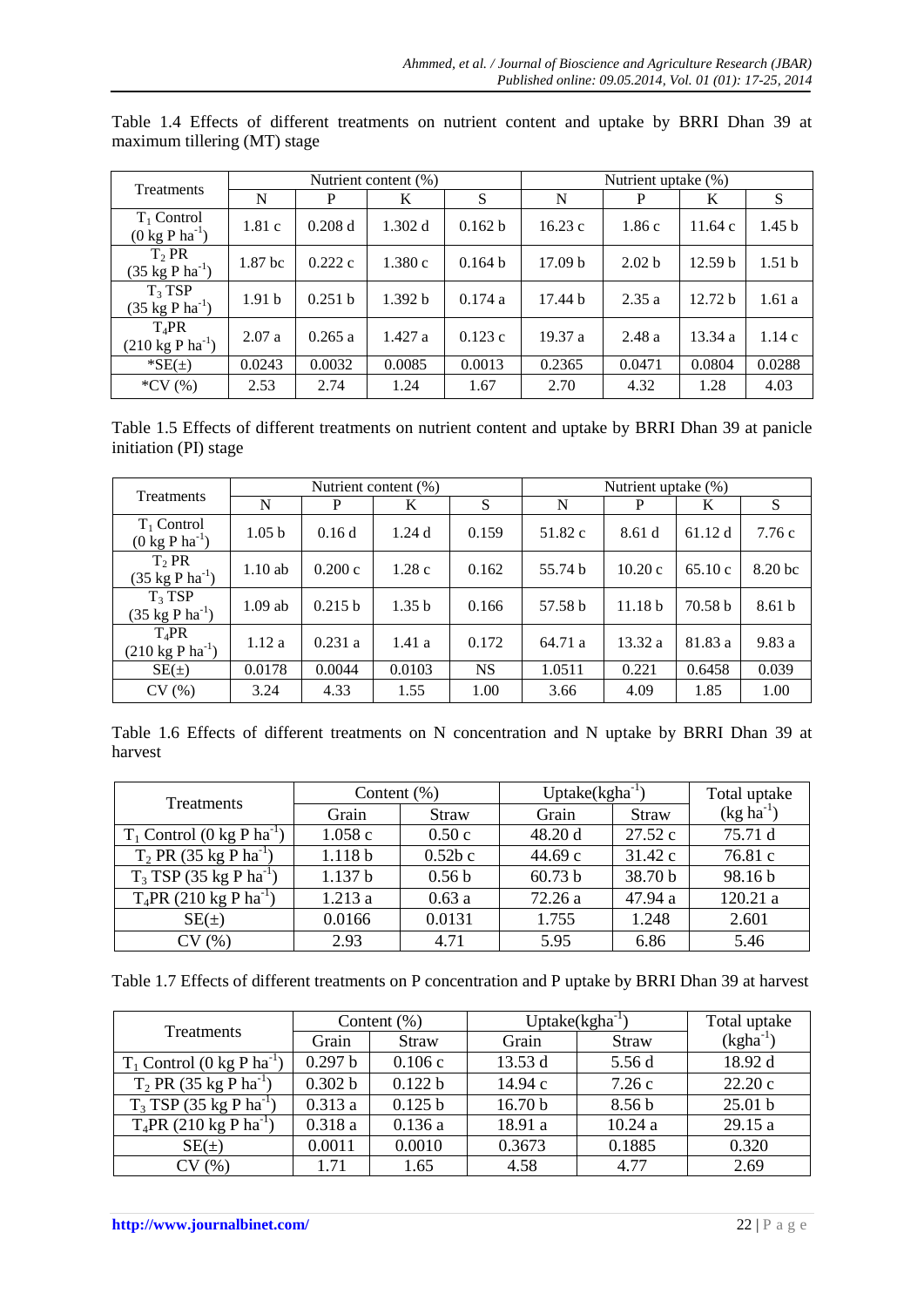Table 1.4 Effects of different treatments on nutrient content and uptake by BRRI Dhan 39 at maximum tillering (MT) stage

| Treatments | Nutrient content (%) | | | | Nutrient uptake (%) | | | |
|---|---|---|---|---|---|---|---|---|
| | N | P | K | S | N | P | K | S |
| $T_1$ Control (0 kg P $ha^{-1}$) | 1.81 c | 0.208 d | 1.302 d | 0.162 b | 16.23 c | 1.86 c | 11.64 c | 1.45 b |
| $T_2$ PR (35 kg P $ha^{-1}$) | 1.87 bc | 0.222 c | 1.380 c | 0.164 b | 17.09 b | 2.02 b | 12.59 b | 1.51 b |
| $T_3$ TSP (35 kg P $ha^{-1}$) | 1.91 b | 0.251 b | 1.392 b | 0.174 a | 17.44 b | 2.35 a | 12.72 b | 1.61 a |
| $T_4$PR (210 kg P $ha^{-1}$) | 2.07 a | 0.265 a | 1.427 a | 0.123 c | 19.37 a | 2.48 a | 13.34 a | 1.14 c |
| *SE(±) | 0.0243 | 0.0032 | 0.0085 | 0.0013 | 0.2365 | 0.0471 | 0.0804 | 0.0288 |
| *CV (%) | 2.53 | 2.74 | 1.24 | 1.67 | 2.70 | 4.32 | 1.28 | 4.03 |

Table 1.5 Effects of different treatments on nutrient content and uptake by BRRI Dhan 39 at panicle initiation (PI) stage

| Treatments | Nutrient content (%) | | | | Nutrient uptake (%) | | | |
|---|---|---|---|---|---|---|---|---|
| | N | P | K | S | N | P | K | S |
| $T_1$ Control (0 kg P $ha^{-1}$) | 1.05 b | 0.16 d | 1.24 d | 0.159 | 51.82 c | 8.61 d | 61.12 d | 7.76 c |
| $T_2$ PR (35 kg P $ha^{-1}$) | 1.10 ab | 0.200 c | 1.28 c | 0.162 | 55.74 b | 10.20 c | 65.10 c | 8.20 bc |
| $T_3$ TSP (35 kg P $ha^{-1}$) | 1.09 ab | 0.215 b | 1.35 b | 0.166 | 57.58 b | 11.18 b | 70.58 b | 8.61 b |
| $T_4$PR (210 kg P $ha^{-1}$) | 1.12 a | 0.231 a | 1.41 a | 0.172 | 64.71 a | 13.32 a | 81.83 a | 9.83 a |
| SE(±) | 0.0178 | 0.0044 | 0.0103 | NS | 1.0511 | 0.221 | 0.6458 | 0.039 |
| CV (%) | 3.24 | 4.33 | 1.55 | 1.00 | 3.66 | 4.09 | 1.85 | 1.00 |

Table 1.6 Effects of different treatments on N concentration and N uptake by BRRI Dhan 39 at harvest

| Treatments | Content (%) | | Uptake(kg$ha^{-1}$) | | Total uptake (kg $ha^{-1}$) |
|---|---|---|---|---|---|
| | Grain | Straw | Grain | Straw | |
| $T_1$ Control (0 kg P $ha^{-1}$) | 1.058 c | 0.50 c | 48.20 d | 27.52 c | 75.71 d |
| $T_2$ PR (35 kg P $ha^{-1}$) | 1.118 b | 0.52b c | 44.69 c | 31.42 c | 76.81 c |
| $T_3$ TSP (35 kg P $ha^{-1}$) | 1.137 b | 0.56 b | 60.73 b | 38.70 b | 98.16 b |
| $T_4$PR (210 kg P $ha^{-1}$) | 1.213 a | 0.63 a | 72.26 a | 47.94 a | 120.21 a |
| SE(±) | 0.0166 | 0.0131 | 1.755 | 1.248 | 2.601 |
| CV (%) | 2.93 | 4.71 | 5.95 | 6.86 | 5.46 |

Table 1.7 Effects of different treatments on P concentration and P uptake by BRRI Dhan 39 at harvest

| Treatments | Content (%) | | Uptake(kg$ha^{-1}$) | | Total uptake (kg$ha^{-1}$) |
|---|---|---|---|---|---|
| | Grain | Straw | Grain | Straw | |
| $T_1$ Control (0 kg P $ha^{-1}$) | 0.297 b | 0.106 c | 13.53 d | 5.56 d | 18.92 d |
| $T_2$ PR (35 kg P $ha^{-1}$) | 0.302 b | 0.122 b | 14.94 c | 7.26 c | 22.20 c |
| $T_3$ TSP (35 kg P $ha^{-1}$) | 0.313 a | 0.125 b | 16.70 b | 8.56 b | 25.01 b |
| $T_4$PR (210 kg P $ha^{-1}$) | 0.318 a | 0.136 a | 18.91 a | 10.24 a | 29.15 a |
| SE(±) | 0.0011 | 0.0010 | 0.3673 | 0.1885 | 0.320 |
| CV (%) | 1.71 | 1.65 | 4.58 | 4.77 | 2.69 |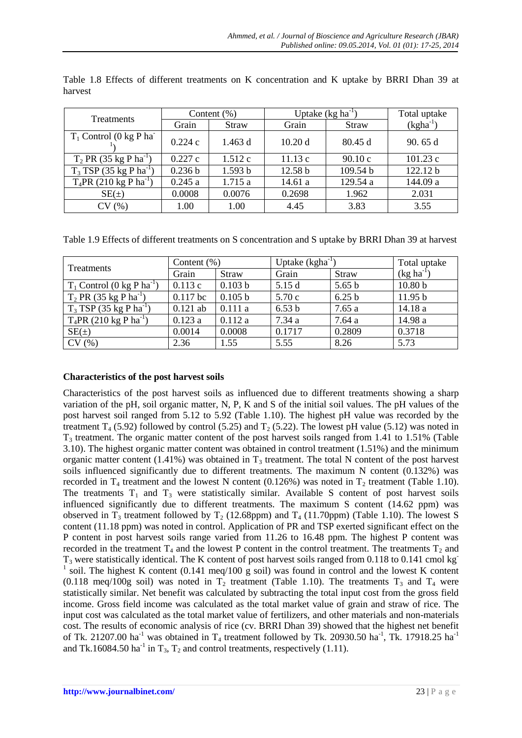Table 1.8 Effects of different treatments on K concentration and K uptake by BRRI Dhan 39 at harvest

| Treatments | Content (%) | | Uptake (kg $ha^{-1}$) | | Total uptake (kg$ha^{-1}$) |
|---|---|---|---|---|---|
| | Grain | Straw | Grain | Straw | |
| $T_1$ Control (0 kg P $ha^{-1}$) | 0.224 c | 1.463 d | 10.20 d | 80.45 d | 90. 65 d |
| $T_2$ PR (35 kg P $ha^{-1}$) | 0.227 c | 1.512 c | 11.13 c | 90.10 c | 101.23 c |
| $T_3$ TSP (35 kg P $ha^{-1}$) | 0.236 b | 1.593 b | 12.58 b | 109.54 b | 122.12 b |
| $T_4$PR (210 kg P $ha^{-1}$) | 0.245 a | 1.715 a | 14.61 a | 129.54 a | 144.09 a |
| SE(±) | 0.0008 | 0.0076 | 0.2698 | 1.962 | 2.031 |
| CV (%) | 1.00 | 1.00 | 4.45 | 3.83 | 3.55 |

Table 1.9 Effects of different treatments on S concentration and S uptake by BRRI Dhan 39 at harvest

| Treatments | Content (%) | | Uptake (kg$ha^{-1}$) | | Total uptake (kg $ha^{-1}$) |
|---|---|---|---|---|---|
| | Grain | Straw | Grain | Straw | |
| $T_1$ Control (0 kg P $ha^{-1}$) | 0.113 c | 0.103 b | 5.15 d | 5.65 b | 10.80 b |
| $T_2$ PR (35 kg P $ha^{-1}$) | 0.117 bc | 0.105 b | 5.70 c | 6.25 b | 11.95 b |
| $T_3$ TSP (35 kg P $ha^{-1}$) | 0.121 ab | 0.111 a | 6.53 b | 7.65 a | 14.18 a |
| $T_4$PR (210 kg P $ha^{-1}$) | 0.123 a | 0.112 a | 7.34 a | 7.64 a | 14.98 a |
| SE(±) | 0.0014 | 0.0008 | 0.1717 | 0.2809 | 0.3718 |
| CV (%) | 2.36 | 1.55 | 5.55 | 8.26 | 5.73 |

**Characteristics of the post harvest soils**

Characteristics of the post harvest soils as influenced due to different treatments showing a sharp variation of the pH, soil organic matter, N, P, K and S of the initial soil values. The pH values of the post harvest soil ranged from 5.12 to 5.92 (Table 1.10). The highest pH value was recorded by the treatment $T_4$ (5.92) followed by control (5.25) and $T_2$ (5.22). The lowest pH value (5.12) was noted in $T_3$ treatment. The organic matter content of the post harvest soils ranged from 1.41 to 1.51% (Table 3.10). The highest organic matter content was obtained in control treatment (1.51%) and the minimum organic matter content (1.41%) was obtained in $T_3$ treatment. The total N content of the post harvest soils influenced significantly due to different treatments. The maximum N content (0.132%) was recorded in $T_4$ treatment and the lowest N content (0.126%) was noted in $T_2$ treatment (Table 1.10). The treatments $T_1$ and $T_3$ were statistically similar. Available S content of post harvest soils influenced significantly due to different treatments. The maximum S content (14.62 ppm) was observed in $T_3$ treatment followed by $T_2$ (12.68ppm) and $T_4$ (11.70ppm) (Table 1.10). The lowest S content (11.18 ppm) was noted in control. Application of PR and TSP exerted significant effect on the P content in post harvest soils range varied from 11.26 to 16.48 ppm. The highest P content was recorded in the treatment $T_4$ and the lowest P content in the control treatment. The treatments $T_2$ and $T_3$ were statistically identical. The K content of post harvest soils ranged from 0.118 to 0.141 cmol $kg^{-1}$ soil. The highest K content (0.141 meq/100 g soil) was found in control and the lowest K content (0.118 meq/100g soil) was noted in $T_2$ treatment (Table 1.10). The treatments $T_3$ and $T_4$ were statistically similar. Net benefit was calculated by subtracting the total input cost from the gross field income. Gross field income was calculated as the total market value of grain and straw of rice. The input cost was calculated as the total market value of fertilizers, and other materials and non-materials cost. The results of economic analysis of rice (cv. BRRI Dhan 39) showed that the highest net benefit of Tk. 21207.00 $ha^{-1}$ was obtained in $T_4$ treatment followed by Tk. 20930.50 $ha^{-1}$, Tk. 17918.25 $ha^{-1}$ and Tk.16084.50 $ha^{-1}$ in $T_3$, $T_2$ and control treatments, respectively (1.11).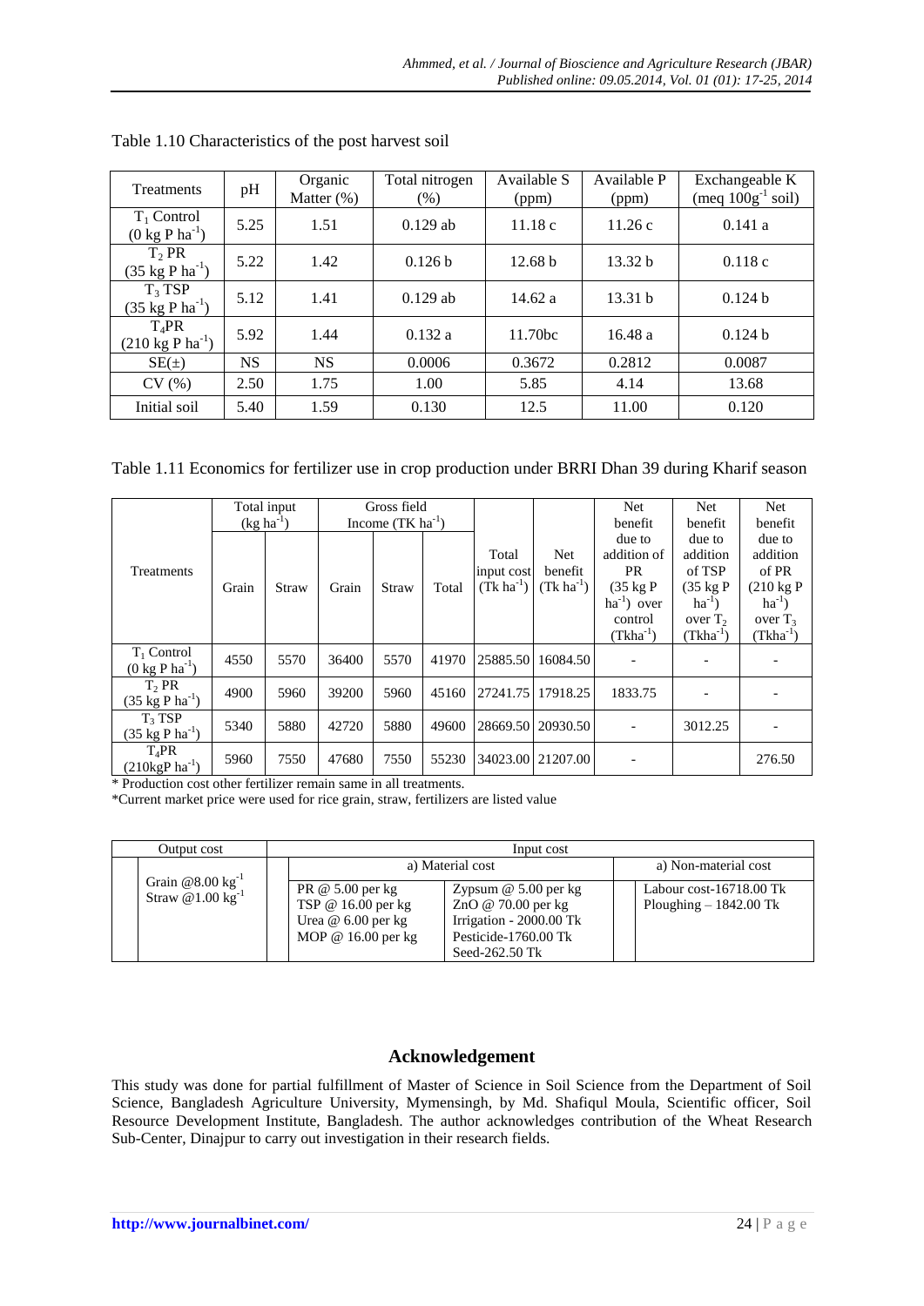Table 1.10 Characteristics of the post harvest soil

| Treatments | pH | Organic Matter (%) | Total nitrogen (%) | Available S (ppm) | Available P (ppm) | Exchangeable K (meq $100g^{-1}$ soil) |
|---|---|---|---|---|---|---|
| $T_1$ Control (0 kg P $ha^{-1}$) | 5.25 | 1.51 | 0.129 ab | 11.18 c | 11.26 c | 0.141 a |
| $T_2$ PR (35 kg P $ha^{-1}$) | 5.22 | 1.42 | 0.126 b | 12.68 b | 13.32 b | 0.118 c |
| $T_3$ TSP (35 kg P $ha^{-1}$) | 5.12 | 1.41 | 0.129 ab | 14.62 a | 13.31 b | 0.124 b |
| $T_4$PR (210 kg P $ha^{-1}$) | 5.92 | 1.44 | 0.132 a | 11.70bc | 16.48 a | 0.124 b |
| SE(±) | NS | NS | 0.0006 | 0.3672 | 0.2812 | 0.0087 |
| CV (%) | 2.50 | 1.75 | 1.00 | 5.85 | 4.14 | 13.68 |
| Initial soil | 5.40 | 1.59 | 0.130 | 12.5 | 11.00 | 0.120 |

Table 1.11 Economics for fertilizer use in crop production under BRRI Dhan 39 during Kharif season

| Treatments | Total input (kg $ha^{-1}$) | | Gross field Income (TK $ha^{-1}$) | | | Total input cost (Tk $ha^{-1}$) | Net benefit (Tk $ha^{-1}$) | Net benefit due to addition of PR (35 kg P $ha^{-1}$) over control (Tk$ha^{-1}$) | Net benefit due to addition of TSP (35 kg P $ha^{-1}$) over $T_2$ (Tk$ha^{-1}$) | Net benefit due to addition of PR (210 kg P $ha^{-1}$) over $T_3$ (Tk$ha^{-1}$) |
|---|---|---|---|---|---|---|---|---|---|---|
| | Grain | Straw | Grain | Straw | Total | | | | | |
| $T_1$ Control (0 kg P $ha^{-1}$) | 4550 | 5570 | 36400 | 5570 | 41970 | 25885.50 | 16084.50 | - | - | - |
| $T_2$ PR (35 kg P $ha^{-1}$) | 4900 | 5960 | 39200 | 5960 | 45160 | 27241.75 | 17918.25 | 1833.75 | - | - |
| $T_3$ TSP (35 kg P $ha^{-1}$) | 5340 | 5880 | 42720 | 5880 | 49600 | 28669.50 | 20930.50 | - | 3012.25 | - |
| $T_4$PR (210kgP $ha^{-1}$) | 5960 | 7550 | 47680 | 7550 | 55230 | 34023.00 | 21207.00 | - | | 276.50 |

\* Production cost other fertilizer remain same in all treatments.

\*Current market price were used for rice grain, straw, fertilizers are listed value

| Output cost | Input cost | | |
|---|---|---|---|
| | a) Material cost | | a) Non-material cost |
| Grain @8.00 $kg^{-1}$<br>Straw @1.00 $kg^{-1}$ | PR @ 5.00 per kg<br>TSP @ 16.00 per kg<br>Urea @ 6.00 per kg<br>MOP @ 16.00 per kg | Zypsum @ 5.00 per kg<br>ZnO @ 70.00 per kg<br>Irrigation - 2000.00 Tk<br>Pesticide-1760.00 Tk<br>Seed-262.50 Tk | Labour cost-16718.00 Tk<br>Ploughing – 1842.00 Tk |

## Acknowledgement

This study was done for partial fulfillment of Master of Science in Soil Science from the Department of Soil Science, Bangladesh Agriculture University, Mymensingh, by Md. Shafiqul Moula, Scientific officer, Soil Resource Development Institute, Bangladesh. The author acknowledges contribution of the Wheat Research Sub-Center, Dinajpur to carry out investigation in their research fields.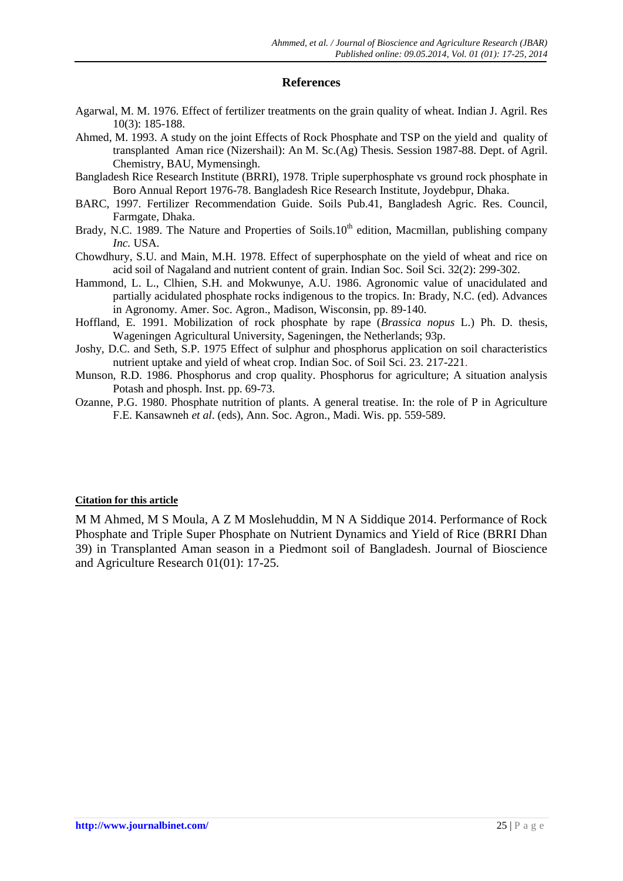## References

Agarwal, M. M. 1976. Effect of fertilizer treatments on the grain quality of wheat. Indian J. Agril. Res 10(3): 185-188.

Ahmed, M. 1993. A study on the joint Effects of Rock Phosphate and TSP on the yield and quality of transplanted Aman rice (Nizershail): An M. Sc.(Ag) Thesis. Session 1987-88. Dept. of Agril. Chemistry, BAU, Mymensingh.

Bangladesh Rice Research Institute (BRRI), 1978. Triple superphosphate vs ground rock phosphate in Boro Annual Report 1976-78. Bangladesh Rice Research Institute, Joydebpur, Dhaka.

BARC, 1997. Fertilizer Recommendation Guide. Soils Pub.41, Bangladesh Agric. Res. Council, Farmgate, Dhaka.

Brady, N.C. 1989. The Nature and Properties of Soils.10th edition, Macmillan, publishing company *Inc.* USA.

Chowdhury, S.U. and Main, M.H. 1978. Effect of superphosphate on the yield of wheat and rice on acid soil of Nagaland and nutrient content of grain. Indian Soc. Soil Sci. 32(2): 299-302.

Hammond, L. L., Clhien, S.H. and Mokwunye, A.U. 1986. Agronomic value of unacidulated and partially acidulated phosphate rocks indigenous to the tropics. In: Brady, N.C. (ed). Advances in Agronomy. Amer. Soc. Agron., Madison, Wisconsin, pp. 89-140.

Hoffland, E. 1991. Mobilization of rock phosphate by rape (*Brassica nopus* L.) Ph. D. thesis, Wageningen Agricultural University, Sageningen, the Netherlands; 93p.

Joshy, D.C. and Seth, S.P. 1975 Effect of sulphur and phosphorus application on soil characteristics nutrient uptake and yield of wheat crop. Indian Soc. of Soil Sci. 23. 217-221.

Munson, R.D. 1986. Phosphorus and crop quality. Phosphorus for agriculture; A situation analysis Potash and phosph. Inst. pp. 69-73.

Ozanne, P.G. 1980. Phosphate nutrition of plants. A general treatise. In: the role of P in Agriculture F.E. Kansawneh *et al*. (eds), Ann. Soc. Agron., Madi. Wis. pp. 559-589.

**Citation for this article**

M M Ahmed, M S Moula, A Z M Moslehuddin, M N A Siddique 2014. Performance of Rock Phosphate and Triple Super Phosphate on Nutrient Dynamics and Yield of Rice (BRRI Dhan 39) in Transplanted Aman season in a Piedmont soil of Bangladesh. Journal of Bioscience and Agriculture Research 01(01): 17-25.